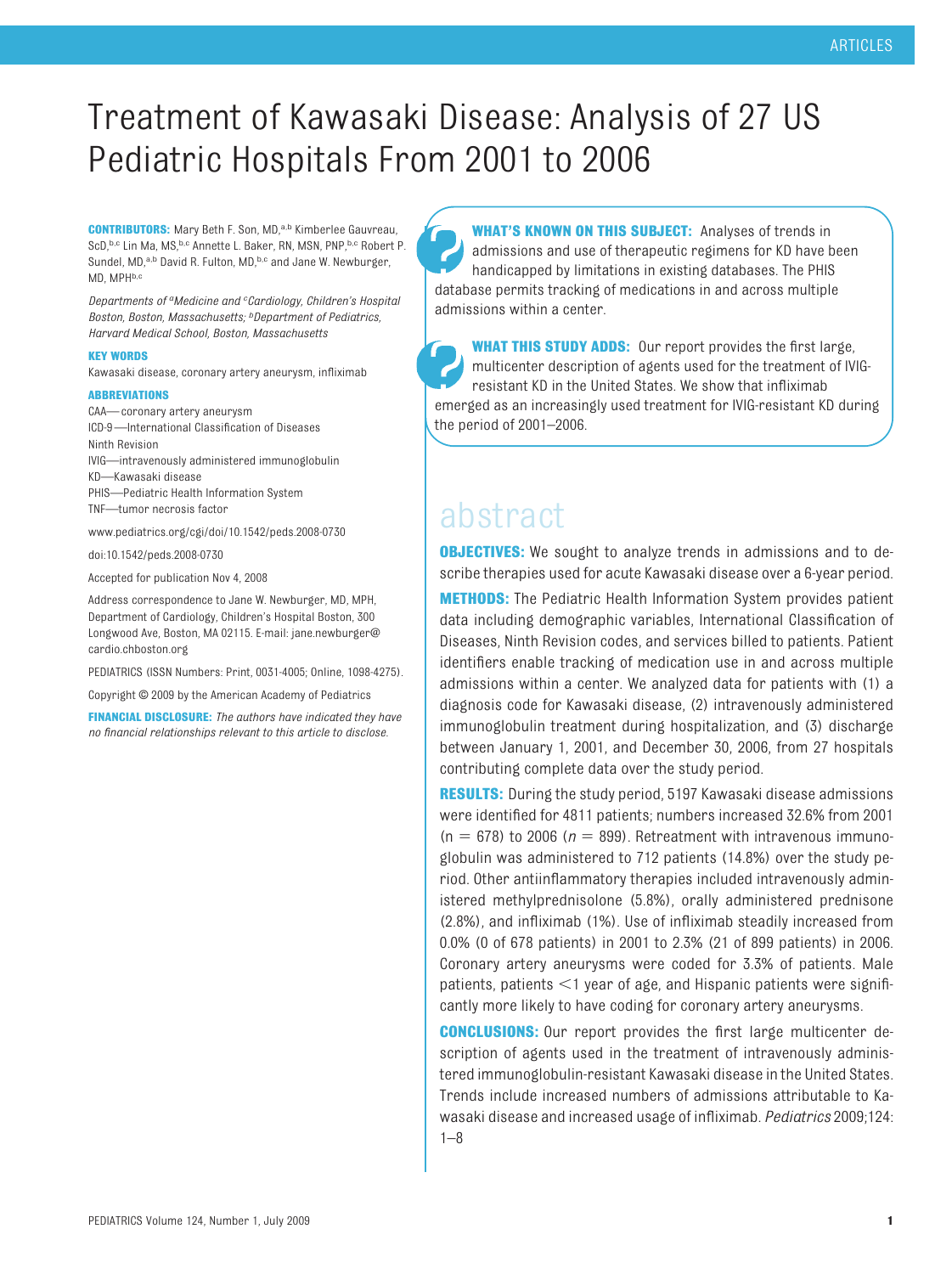# Treatment of Kawasaki Disease: Analysis of 27 US Pediatric Hospitals From 2001 to 2006

**CONTRIBUTORS:** Mary Beth F. Son, MD,[a,b] Kimberlee Gauvreau, ScD,[b,c] Lin Ma, MS,[b,c] Annette L. Baker, RN, MSN, PNP,[b,c] Robert P. Sundel, MD,[a,b] David R. Fulton, MD,[b,c] and Jane W. Newburger, MD, MPH[b,c]

*Departments of [a]Medicine and [c]Cardiology, Children's Hospital Boston, Boston, Massachusetts; [b]Department of Pediatrics, Harvard Medical School, Boston, Massachusetts*

**KEY WORDS**

Kawasaki disease, coronary artery aneurysm, infliximab

**ABBREVIATIONS**

CAA—coronary artery aneurysm
ICD-9—International Classification of Diseases Ninth Revision
IVIG—intravenously administered immunoglobulin
KD—Kawasaki disease
PHIS—Pediatric Health Information System
TNF—tumor necrosis factor

www.pediatrics.org/cgi/doi/10.1542/peds.2008-0730

doi:10.1542/peds.2008-0730

Accepted for publication Nov 4, 2008

Address correspondence to Jane W. Newburger, MD, MPH, Department of Cardiology, Children's Hospital Boston, 300 Longwood Ave, Boston, MA 02115. E-mail: jane.newburger@cardio.chboston.org

PEDIATRICS (ISSN Numbers: Print, 0031-4005; Online, 1098-4275).

Copyright © 2009 by the American Academy of Pediatrics

**FINANCIAL DISCLOSURE:** *The authors have indicated they have no financial relationships relevant to this article to disclose.*

**WHAT'S KNOWN ON THIS SUBJECT:** Analyses of trends in admissions and use of therapeutic regimens for KD have been handicapped by limitations in existing databases. The PHIS database permits tracking of medications in and across multiple admissions within a center.

**WHAT THIS STUDY ADDS:** Our report provides the first large, multicenter description of agents used for the treatment of IVIG-resistant KD in the United States. We show that infliximab emerged as an increasingly used treatment for IVIG-resistant KD during the period of 2001–2006.

## abstract

**OBJECTIVES:** We sought to analyze trends in admissions and to describe therapies used for acute Kawasaki disease over a 6-year period.

**METHODS:** The Pediatric Health Information System provides patient data including demographic variables, International Classification of Diseases, Ninth Revision codes, and services billed to patients. Patient identifiers enable tracking of medication use in and across multiple admissions within a center. We analyzed data for patients with (1) a diagnosis code for Kawasaki disease, (2) intravenously administered immunoglobulin treatment during hospitalization, and (3) discharge between January 1, 2001, and December 30, 2006, from 27 hospitals contributing complete data over the study period.

**RESULTS:** During the study period, 5197 Kawasaki disease admissions were identified for 4811 patients; numbers increased 32.6% from 2001 ($n$ = 678) to 2006 ($n$ = 899). Retreatment with intravenous immunoglobulin was administered to 712 patients (14.8%) over the study period. Other antiinflammatory therapies included intravenously administered methylprednisolone (5.8%), orally administered prednisone (2.8%), and infliximab (1%). Use of infliximab steadily increased from 0.0% (0 of 678 patients) in 2001 to 2.3% (21 of 899 patients) in 2006. Coronary artery aneurysms were coded for 3.3% of patients. Male patients, patients <1 year of age, and Hispanic patients were significantly more likely to have coding for coronary artery aneurysms.

**CONCLUSIONS:** Our report provides the first large multicenter description of agents used in the treatment of intravenously administered immunoglobulin-resistant Kawasaki disease in the United States. Trends include increased numbers of admissions attributable to Kawasaki disease and increased usage of infliximab. *Pediatrics* 2009;124:1–8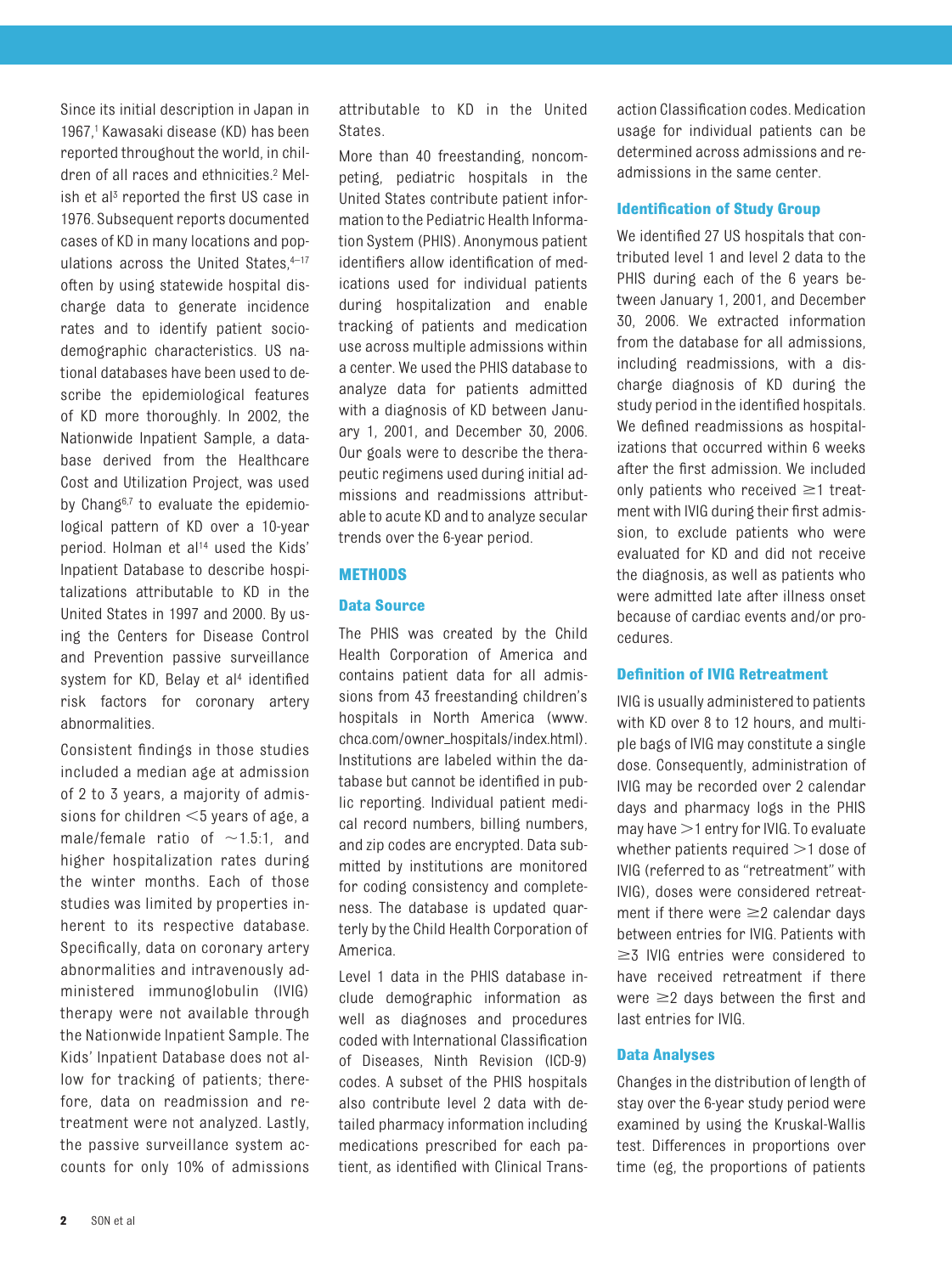Since its initial description in Japan in 1967,[1] Kawasaki disease (KD) has been reported throughout the world, in children of all races and ethnicities.[2] Melish et al[3] reported the first US case in 1976. Subsequent reports documented cases of KD in many locations and populations across the United States,[4–17] often by using statewide hospital discharge data to generate incidence rates and to identify patient sociodemographic characteristics. US national databases have been used to describe the epidemiological features of KD more thoroughly. In 2002, the Nationwide Inpatient Sample, a database derived from the Healthcare Cost and Utilization Project, was used by Chang[6,7] to evaluate the epidemiological pattern of KD over a 10-year period. Holman et al[14] used the Kids' Inpatient Database to describe hospitalizations attributable to KD in the United States in 1997 and 2000. By using the Centers for Disease Control and Prevention passive surveillance system for KD, Belay et al[4] identified risk factors for coronary artery abnormalities.

Consistent findings in those studies included a median age at admission of 2 to 3 years, a majority of admissions for children <5 years of age, a male/female ratio of ~1.5:1, and higher hospitalization rates during the winter months. Each of those studies was limited by properties inherent to its respective database. Specifically, data on coronary artery abnormalities and intravenously administered immunoglobulin (IVIG) therapy were not available through the Nationwide Inpatient Sample. The Kids' Inpatient Database does not allow for tracking of patients; therefore, data on readmission and retreatment were not analyzed. Lastly, the passive surveillance system accounts for only 10% of admissions attributable to KD in the United States.

More than 40 freestanding, noncompeting, pediatric hospitals in the United States contribute patient information to the Pediatric Health Information System (PHIS). Anonymous patient identifiers allow identification of medications used for individual patients during hospitalization and enable tracking of patients and medication use across multiple admissions within a center. We used the PHIS database to analyze data for patients admitted with a diagnosis of KD between January 1, 2001, and December 30, 2006. Our goals were to describe the therapeutic regimens used during initial admissions and readmissions attributable to acute KD and to analyze secular trends over the 6-year period.

## METHODS

### Data Source

The PHIS was created by the Child Health Corporation of America and contains patient data for all admissions from 43 freestanding children's hospitals in North America (www.chca.com/owner_hospitals/index.html). Institutions are labeled within the database but cannot be identified in public reporting. Individual patient medical record numbers, billing numbers, and zip codes are encrypted. Data submitted by institutions are monitored for coding consistency and completeness. The database is updated quarterly by the Child Health Corporation of America.

Level 1 data in the PHIS database include demographic information as well as diagnoses and procedures coded with International Classification of Diseases, Ninth Revision (ICD-9) codes. A subset of the PHIS hospitals also contribute level 2 data with detailed pharmacy information including medications prescribed for each patient, as identified with Clinical Transaction Classification codes. Medication usage for individual patients can be determined across admissions and readmissions in the same center.

### Identification of Study Group

We identified 27 US hospitals that contributed level 1 and level 2 data to the PHIS during each of the 6 years between January 1, 2001, and December 30, 2006. We extracted information from the database for all admissions, including readmissions, with a discharge diagnosis of KD during the study period in the identified hospitals. We defined readmissions as hospitalizations that occurred within 6 weeks after the first admission. We included only patients who received ≥1 treatment with IVIG during their first admission, to exclude patients who were evaluated for KD and did not receive the diagnosis, as well as patients who were admitted late after illness onset because of cardiac events and/or procedures.

### Definition of IVIG Retreatment

IVIG is usually administered to patients with KD over 8 to 12 hours, and multiple bags of IVIG may constitute a single dose. Consequently, administration of IVIG may be recorded over 2 calendar days and pharmacy logs in the PHIS may have >1 entry for IVIG. To evaluate whether patients required >1 dose of IVIG (referred to as "retreatment" with IVIG), doses were considered retreatment if there were ≥2 calendar days between entries for IVIG. Patients with ≥3 IVIG entries were considered to have received retreatment if there were ≥2 days between the first and last entries for IVIG.

### Data Analyses

Changes in the distribution of length of stay over the 6-year study period were examined by using the Kruskal-Wallis test. Differences in proportions over time (eg, the proportions of patients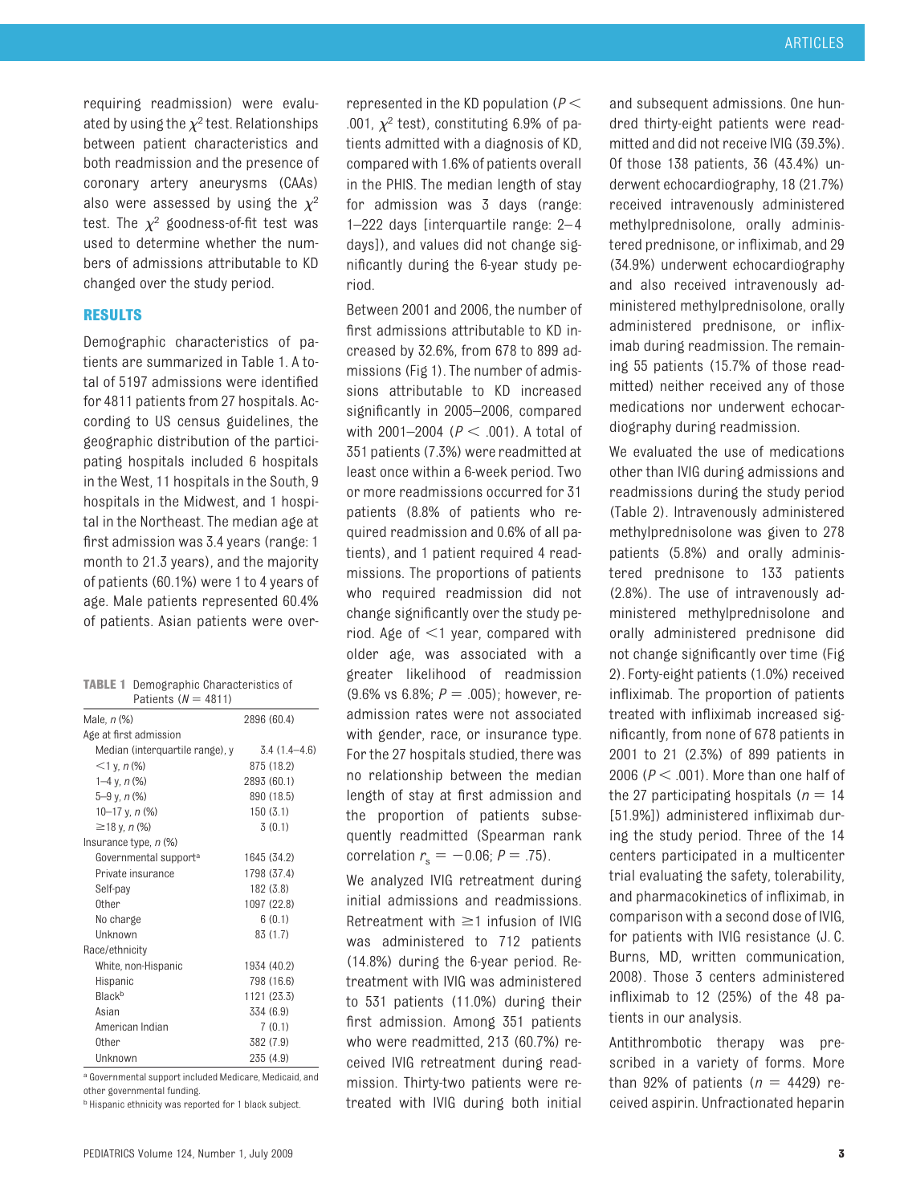requiring readmission) were evaluated by using the $\chi^2$ test. Relationships between patient characteristics and both readmission and the presence of coronary artery aneurysms (CAAs) also were assessed by using the $\chi^2$ test. The $\chi^2$ goodness-of-fit test was used to determine whether the numbers of admissions attributable to KD changed over the study period.

## RESULTS

Demographic characteristics of patients are summarized in Table 1. A total of 5197 admissions were identified for 4811 patients from 27 hospitals. According to US census guidelines, the geographic distribution of the participating hospitals included 6 hospitals in the West, 11 hospitals in the South, 9 hospitals in the Midwest, and 1 hospital in the Northeast. The median age at first admission was 3.4 years (range: 1 month to 21.3 years), and the majority of patients (60.1%) were 1 to 4 years of age. Male patients represented 60.4% of patients. Asian patients were overrepresented in the KD population ($P < .001$, $\chi^2$ test), constituting 6.9% of patients admitted with a diagnosis of KD, compared with 1.6% of patients overall in the PHIS. The median length of stay for admission was 3 days (range: 1–222 days [interquartile range: 2–4 days]), and values did not change significantly during the 6-year study period.

**TABLE 1** Demographic Characteristics of Patients ($N = 4811$)

| | |
|---|---|
| Male, *n* (%) | 2896 (60.4) |
| Age at first admission | |
| Median (interquartile range), y | 3.4 (1.4–4.6) |
| <1 y, *n* (%) | 875 (18.2) |
| 1–4 y, *n* (%) | 2893 (60.1) |
| 5–9 y, *n* (%) | 890 (18.5) |
| 10–17 y, *n* (%) | 150 (3.1) |
| ≥18 y, *n* (%) | 3 (0.1) |
| Insurance type, *n* (%) | |
| Governmental support[a] | 1645 (34.2) |
| Private insurance | 1798 (37.4) |
| Self-pay | 182 (3.8) |
| Other | 1097 (22.8) |
| No charge | 6 (0.1) |
| Unknown | 83 (1.7) |
| Race/ethnicity | |
| White, non-Hispanic | 1934 (40.2) |
| Hispanic | 798 (16.6) |
| Black[b] | 1121 (23.3) |
| Asian | 334 (6.9) |
| American Indian | 7 (0.1) |
| Other | 382 (7.9) |
| Unknown | 235 (4.9) |

[a] Governmental support included Medicare, Medicaid, and other governmental funding.

[b] Hispanic ethnicity was reported for 1 black subject.

Between 2001 and 2006, the number of first admissions attributable to KD increased by 32.6%, from 678 to 899 admissions (Fig 1). The number of admissions attributable to KD increased significantly in 2005–2006, compared with 2001–2004 ($P < .001$). A total of 351 patients (7.3%) were readmitted at least once within a 6-week period. Two or more readmissions occurred for 31 patients (8.8% of patients who required readmission and 0.6% of all patients), and 1 patient required 4 readmissions. The proportions of patients who required readmission did not change significantly over the study period. Age of <1 year, compared with older age, was associated with a greater likelihood of readmission (9.6% vs 6.8%; $P = .005$); however, readmission rates were not associated with gender, race, or insurance type. For the 27 hospitals studied, there was no relationship between the median length of stay at first admission and the proportion of patients subsequently readmitted (Spearman rank correlation $r_s = -0.06$; $P = .75$).

We analyzed IVIG retreatment during initial admissions and readmissions. Retreatment with ≥1 infusion of IVIG was administered to 712 patients (14.8%) during the 6-year period. Retreatment with IVIG was administered to 531 patients (11.0%) during their first admission. Among 351 patients who were readmitted, 213 (60.7%) received IVIG retreatment during readmission. Thirty-two patients were retreated with IVIG during both initial and subsequent admissions. One hundred thirty-eight patients were readmitted and did not receive IVIG (39.3%). Of those 138 patients, 36 (43.4%) underwent echocardiography, 18 (21.7%) received intravenously administered methylprednisolone, orally administered prednisone, or infliximab, and 29 (34.9%) underwent echocardiography and also received intravenously administered methylprednisolone, orally administered prednisone, or infliximab during readmission. The remaining 55 patients (15.7% of those readmitted) neither received any of those medications nor underwent echocardiography during readmission.

We evaluated the use of medications other than IVIG during admissions and readmissions during the study period (Table 2). Intravenously administered methylprednisolone was given to 278 patients (5.8%) and orally administered prednisone to 133 patients (2.8%). The use of intravenously administered methylprednisolone and orally administered prednisone did not change significantly over time (Fig 2). Forty-eight patients (1.0%) received infliximab. The proportion of patients treated with infliximab increased significantly, from none of 678 patients in 2001 to 21 (2.3%) of 899 patients in 2006 ($P < .001$). More than one half of the 27 participating hospitals ($n = 14$ [51.9%]) administered infliximab during the study period. Three of the 14 centers participated in a multicenter trial evaluating the safety, tolerability, and pharmacokinetics of infliximab, in comparison with a second dose of IVIG, for patients with IVIG resistance (J. C. Burns, MD, written communication, 2008). Those 3 centers administered infliximab to 12 (25%) of the 48 patients in our analysis.

Antithrombotic therapy was prescribed in a variety of forms. More than 92% of patients ($n = 4429$) received aspirin. Unfractionated heparin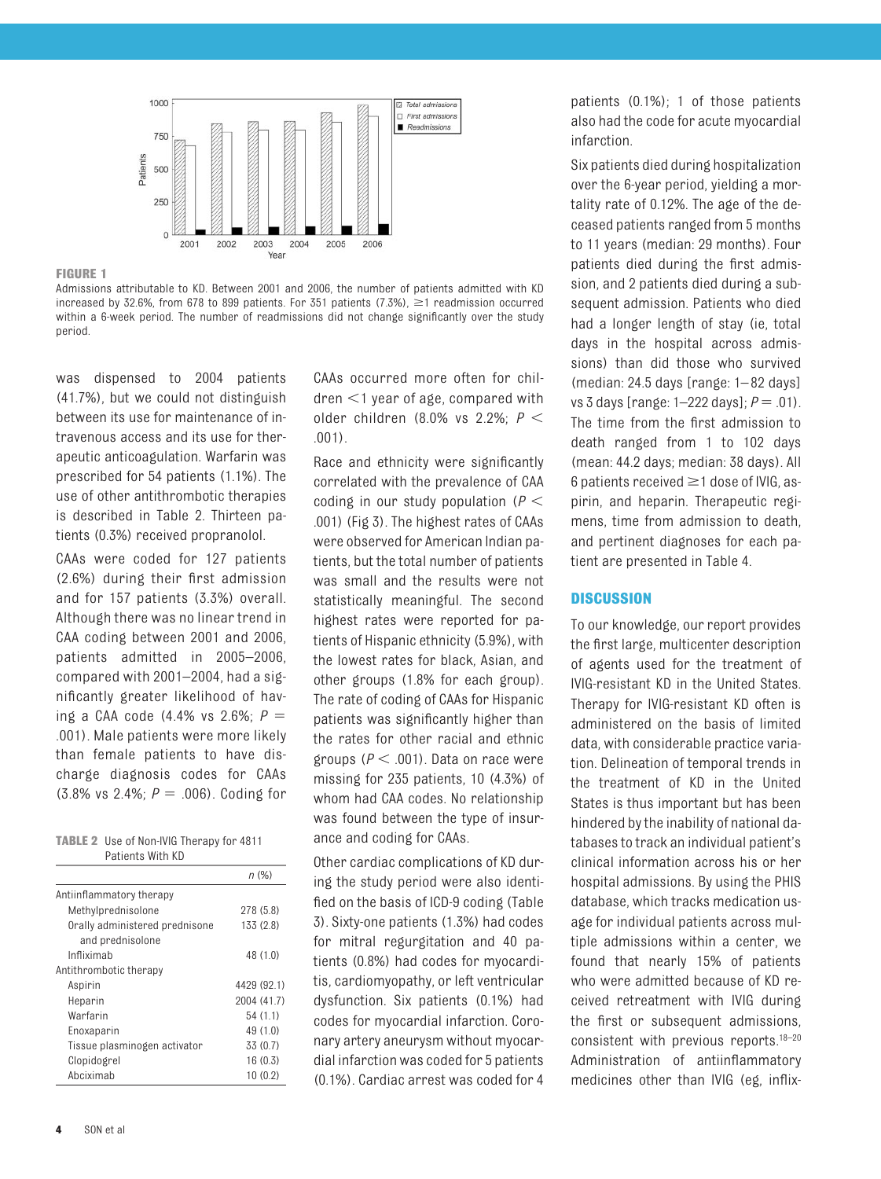**FIGURE 1**
Admissions attributable to KD. Between 2001 and 2006, the number of patients admitted with KD increased by 32.6%, from 678 to 899 patients. For 351 patients (7.3%), ≥1 readmission occurred within a 6-week period. The number of readmissions did not change significantly over the study period.

was dispensed to 2004 patients (41.7%), but we could not distinguish between its use for maintenance of intravenous access and its use for therapeutic anticoagulation. Warfarin was prescribed for 54 patients (1.1%). The use of other antithrombotic therapies is described in Table 2. Thirteen patients (0.3%) received propranolol.

CAAs were coded for 127 patients (2.6%) during their first admission and for 157 patients (3.3%) overall. Although there was no linear trend in CAA coding between 2001 and 2006, patients admitted in 2005–2006, compared with 2001–2004, had a significantly greater likelihood of having a CAA code (4.4% vs 2.6%; $P = .001$). Male patients were more likely than female patients to have discharge diagnosis codes for CAAs (3.8% vs 2.4%; $P = .006$). Coding for

**TABLE 2** Use of Non-IVIG Therapy for 4811 Patients With KD

| | n (%) |
|---|---|
| Antiinflammatory therapy | |
| Methylprednisolone | 278 (5.8) |
| Orally administered prednisone and prednisolone | 133 (2.8) |
| Infliximab | 48 (1.0) |
| Antithrombotic therapy | |
| Aspirin | 4429 (92.1) |
| Heparin | 2004 (41.7) |
| Warfarin | 54 (1.1) |
| Enoxaparin | 49 (1.0) |
| Tissue plasminogen activator | 33 (0.7) |
| Clopidogrel | 16 (0.3) |
| Abciximab | 10 (0.2) |

CAAs occurred more often for children <1 year of age, compared with older children (8.0% vs 2.2%; $P < .001$).

Race and ethnicity were significantly correlated with the prevalence of CAA coding in our study population ($P < .001$) (Fig 3). The highest rates of CAAs were observed for American Indian patients, but the total number of patients was small and the results were not statistically meaningful. The second highest rates were reported for patients of Hispanic ethnicity (5.9%), with the lowest rates for black, Asian, and other groups (1.8% for each group). The rate of coding of CAAs for Hispanic patients was significantly higher than the rates for other racial and ethnic groups ($P < .001$). Data on race were missing for 235 patients, 10 (4.3%) of whom had CAA codes. No relationship was found between the type of insurance and coding for CAAs.

Other cardiac complications of KD during the study period were also identified on the basis of ICD-9 coding (Table 3). Sixty-one patients (1.3%) had codes for mitral regurgitation and 40 patients (0.8%) had codes for myocarditis, cardiomyopathy, or left ventricular dysfunction. Six patients (0.1%) had codes for myocardial infarction. Coronary artery aneurysm without myocardial infarction was coded for 5 patients (0.1%). Cardiac arrest was coded for 4 patients (0.1%); 1 of those patients also had the code for acute myocardial infarction.

Six patients died during hospitalization over the 6-year period, yielding a mortality rate of 0.12%. The age of the deceased patients ranged from 5 months to 11 years (median: 29 months). Four patients died during the first admission, and 2 patients died during a subsequent admission. Patients who died had a longer length of stay (ie, total days in the hospital across admissions) than did those who survived (median: 24.5 days [range: 1–82 days] vs 3 days [range: 1–222 days]; $P = .01$). The time from the first admission to death ranged from 1 to 102 days (mean: 44.2 days; median: 38 days). All 6 patients received ≥1 dose of IVIG, aspirin, and heparin. Therapeutic regimens, time from admission to death, and pertinent diagnoses for each patient are presented in Table 4.

## DISCUSSION

To our knowledge, our report provides the first large, multicenter description of agents used for the treatment of IVIG-resistant KD in the United States. Therapy for IVIG-resistant KD often is administered on the basis of limited data, with considerable practice variation. Delineation of temporal trends in the treatment of KD in the United States is thus important but has been hindered by the inability of national databases to track an individual patient's clinical information across his or her hospital admissions. By using the PHIS database, which tracks medication usage for individual patients across multiple admissions within a center, we found that nearly 15% of patients who were admitted because of KD received retreatment with IVIG during the first or subsequent admissions, consistent with previous reports.[18–20] Administration of antiinflammatory medicines other than IVIG (eg, inflix-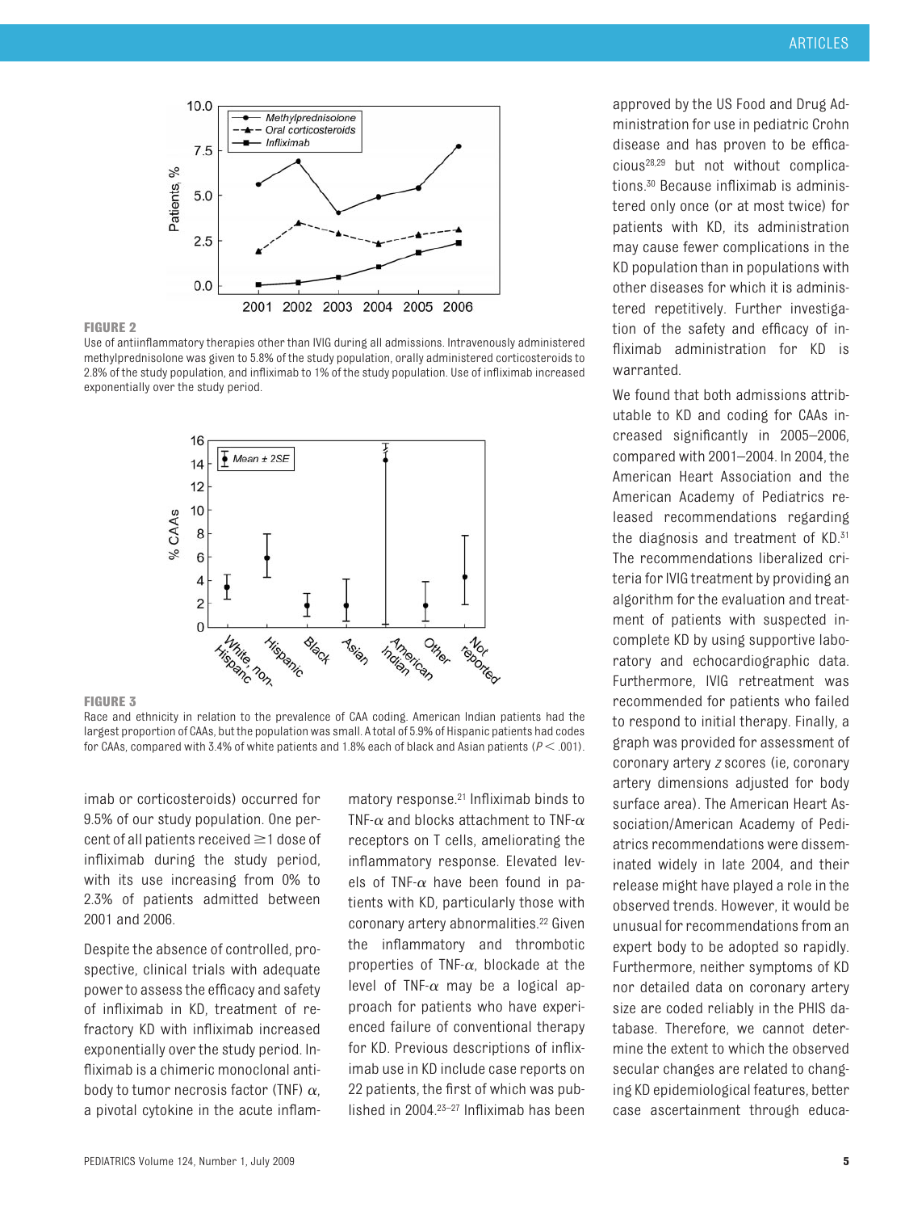**FIGURE 2**

Use of antiinflammatory therapies other than IVIG during all admissions. Intravenously administered methylprednisolone was given to 5.8% of the study population, orally administered corticosteroids to 2.8% of the study population, and infliximab to 1% of the study population. Use of infliximab increased exponentially over the study period.

**FIGURE 3**

Race and ethnicity in relation to the prevalence of CAA coding. American Indian patients had the largest proportion of CAAs, but the population was small. A total of 5.9% of Hispanic patients had codes for CAAs, compared with 3.4% of white patients and 1.8% each of black and Asian patients ($P < .001$).

imab or corticosteroids) occurred for 9.5% of our study population. One percent of all patients received ≥1 dose of infliximab during the study period, with its use increasing from 0% to 2.3% of patients admitted between 2001 and 2006.

Despite the absence of controlled, prospective, clinical trials with adequate power to assess the efficacy and safety of infliximab in KD, treatment of refractory KD with infliximab increased exponentially over the study period. Infliximab is a chimeric monoclonal antibody to tumor necrosis factor (TNF) $\alpha$, a pivotal cytokine in the acute inflammatory response.[21] Infliximab binds to TNF-$\alpha$ and blocks attachment to TNF-$\alpha$ receptors on T cells, ameliorating the inflammatory response. Elevated levels of TNF-$\alpha$ have been found in patients with KD, particularly those with coronary artery abnormalities.[22] Given the inflammatory and thrombotic properties of TNF-$\alpha$, blockade at the level of TNF-$\alpha$ may be a logical approach for patients who have experienced failure of conventional therapy for KD. Previous descriptions of infliximab use in KD include case reports on 22 patients, the first of which was published in 2004.[23–27] Infliximab has been approved by the US Food and Drug Administration for use in pediatric Crohn disease and has proven to be efficacious[28,29] but not without complications.[30] Because infliximab is administered only once (or at most twice) for patients with KD, its administration may cause fewer complications in the KD population than in populations with other diseases for which it is administered repetitively. Further investigation of the safety and efficacy of infliximab administration for KD is warranted.

We found that both admissions attributable to KD and coding for CAAs increased significantly in 2005–2006, compared with 2001–2004. In 2004, the American Heart Association and the American Academy of Pediatrics released recommendations regarding the diagnosis and treatment of KD.[31] The recommendations liberalized criteria for IVIG treatment by providing an algorithm for the evaluation and treatment of patients with suspected incomplete KD by using supportive laboratory and echocardiographic data. Furthermore, IVIG retreatment was recommended for patients who failed to respond to initial therapy. Finally, a graph was provided for assessment of coronary artery $z$ scores (ie, coronary artery dimensions adjusted for body surface area). The American Heart Association/American Academy of Pediatrics recommendations were disseminated widely in late 2004, and their release might have played a role in the observed trends. However, it would be unusual for recommendations from an expert body to be adopted so rapidly. Furthermore, neither symptoms of KD nor detailed data on coronary artery size are coded reliably in the PHIS database. Therefore, we cannot determine the extent to which the observed secular changes are related to changing KD epidemiological features, better case ascertainment through educa-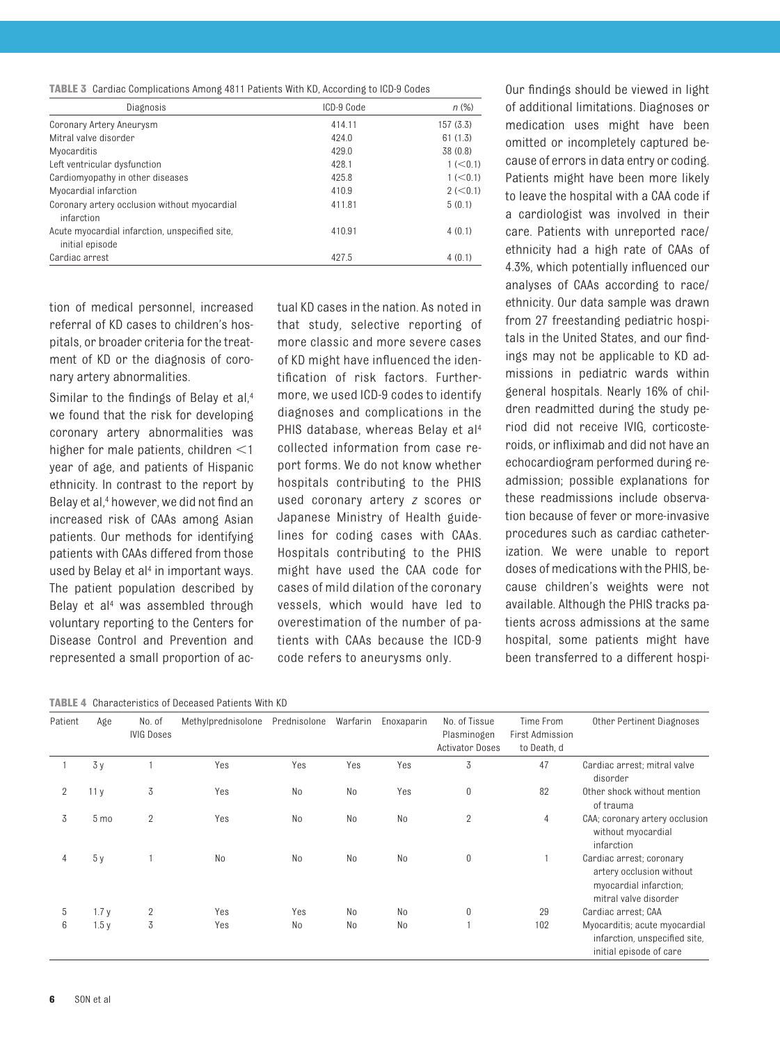**TABLE 3** Cardiac Complications Among 4811 Patients With KD, According to ICD-9 Codes

| Diagnosis | ICD-9 Code | n (%) |
|---|---|---|
| Coronary Artery Aneurysm | 414.11 | 157 (3.3) |
| Mitral valve disorder | 424.0 | 61 (1.3) |
| Myocarditis | 429.0 | 38 (0.8) |
| Left ventricular dysfunction | 428.1 | 1 (<0.1) |
| Cardiomyopathy in other diseases | 425.8 | 1 (<0.1) |
| Myocardial infarction | 410.9 | 2 (<0.1) |
| Coronary artery occlusion without myocardial infarction | 411.81 | 5 (0.1) |
| Acute myocardial infarction, unspecified site, initial episode | 410.91 | 4 (0.1) |
| Cardiac arrest | 427.5 | 4 (0.1) |

tion of medical personnel, increased referral of KD cases to children's hospitals, or broader criteria for the treatment of KD or the diagnosis of coronary artery abnormalities.

Similar to the findings of Belay et al,[4] we found that the risk for developing coronary artery abnormalities was higher for male patients, children <1 year of age, and patients of Hispanic ethnicity. In contrast to the report by Belay et al,[4] however, we did not find an increased risk of CAAs among Asian patients. Our methods for identifying patients with CAAs differed from those used by Belay et al[4] in important ways. The patient population described by Belay et al[4] was assembled through voluntary reporting to the Centers for Disease Control and Prevention and represented a small proportion of actual KD cases in the nation. As noted in that study, selective reporting of more classic and more severe cases of KD might have influenced the identification of risk factors. Furthermore, we used ICD-9 codes to identify diagnoses and complications in the PHIS database, whereas Belay et al[4] collected information from case report forms. We do not know whether hospitals contributing to the PHIS used coronary artery *z* scores or Japanese Ministry of Health guidelines for coding cases with CAAs. Hospitals contributing to the PHIS might have used the CAA code for cases of mild dilation of the coronary vessels, which would have led to overestimation of the number of patients with CAAs because the ICD-9 code refers to aneurysms only.

Our findings should be viewed in light of additional limitations. Diagnoses or medication uses might have been omitted or incompletely captured because of errors in data entry or coding. Patients might have been more likely to leave the hospital with a CAA code if a cardiologist was involved in their care. Patients with unreported race/ethnicity had a high rate of CAAs of 4.3%, which potentially influenced our analyses of CAAs according to race/ethnicity. Our data sample was drawn from 27 freestanding pediatric hospitals in the United States, and our findings may not be applicable to KD admissions in pediatric wards within general hospitals. Nearly 16% of children readmitted during the study period did not receive IVIG, corticosteroids, or infliximab and did not have an echocardiogram performed during readmission; possible explanations for these readmissions include observation because of fever or more-invasive procedures such as cardiac catheterization. We were unable to report doses of medications with the PHIS, because children's weights were not available. Although the PHIS tracks patients across admissions at the same hospital, some patients might have been transferred to a different hospi-

**TABLE 4** Characteristics of Deceased Patients With KD

| Patient | Age | No. of IVIG Doses | Methylprednisolone | Prednisolone | Warfarin | Enoxaparin | No. of Tissue Plasminogen Activator Doses | Time From First Admission to Death, d | Other Pertinent Diagnoses |
|---|---|---|---|---|---|---|---|---|---|
| 1 | 3 y | 1 | Yes | Yes | Yes | Yes | 3 | 47 | Cardiac arrest; mitral valve disorder |
| 2 | 11 y | 3 | Yes | No | No | Yes | 0 | 82 | Other shock without mention of trauma |
| 3 | 5 mo | 2 | Yes | No | No | No | 2 | 4 | CAA; coronary artery occlusion without myocardial infarction |
| 4 | 5 y | 1 | No | No | No | No | 0 | 1 | Cardiac arrest; coronary artery occlusion without myocardial infarction; mitral valve disorder |
| 5 | 1.7 y | 2 | Yes | Yes | No | No | 0 | 29 | Cardiac arrest; CAA |
| 6 | 1.5 y | 3 | Yes | No | No | No | 1 | 102 | Myocarditis; acute myocardial infarction, unspecified site, initial episode of care |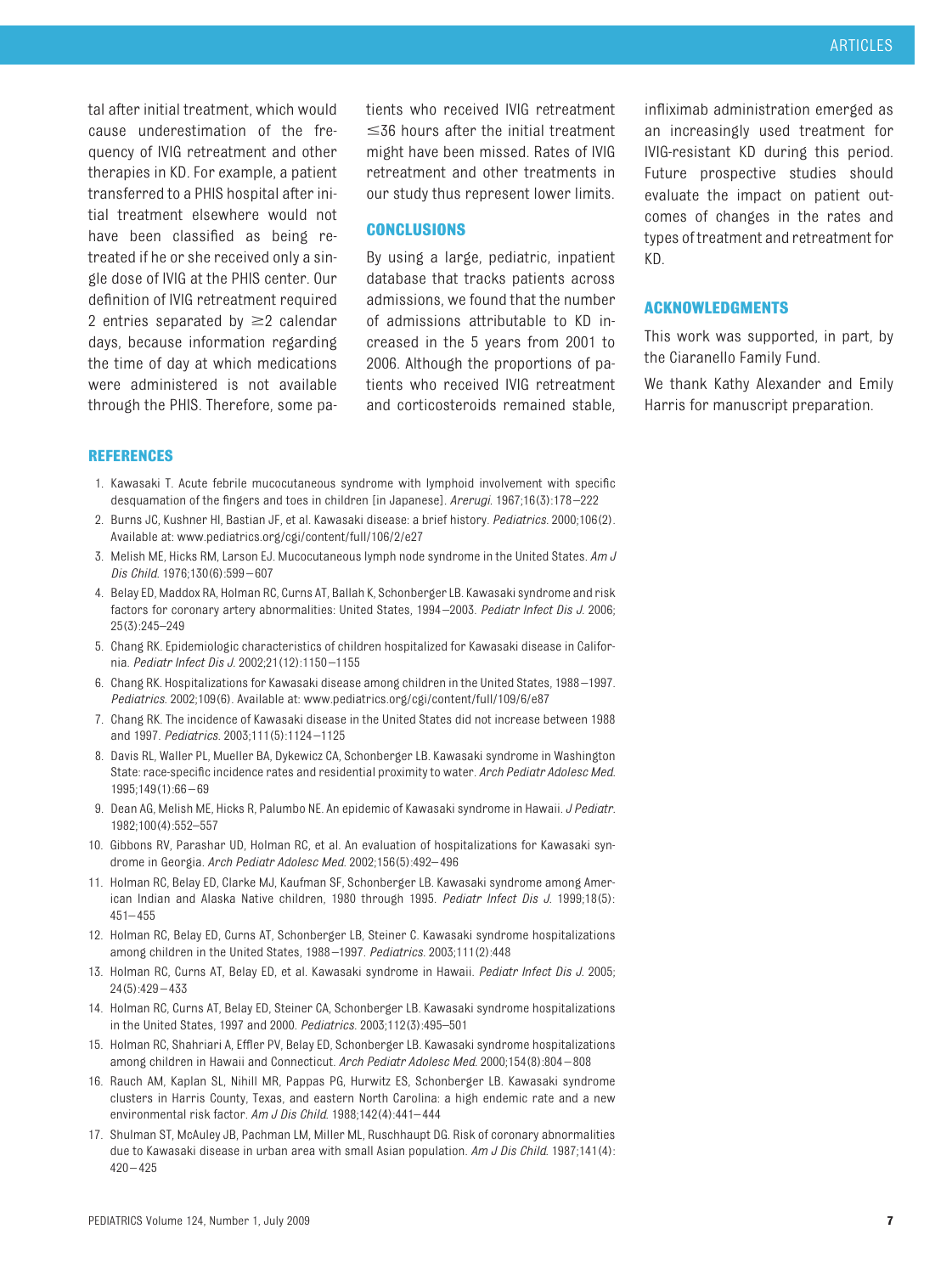tal after initial treatment, which would cause underestimation of the frequency of IVIG retreatment and other therapies in KD. For example, a patient transferred to a PHIS hospital after initial treatment elsewhere would not have been classified as being retreated if he or she received only a single dose of IVIG at the PHIS center. Our definition of IVIG retreatment required 2 entries separated by ≥2 calendar days, because information regarding the time of day at which medications were administered is not available through the PHIS. Therefore, some patients who received IVIG retreatment ≤36 hours after the initial treatment might have been missed. Rates of IVIG retreatment and other treatments in our study thus represent lower limits.

## CONCLUSIONS

By using a large, pediatric, inpatient database that tracks patients across admissions, we found that the number of admissions attributable to KD increased in the 5 years from 2001 to 2006. Although the proportions of patients who received IVIG retreatment and corticosteroids remained stable, infliximab administration emerged as an increasingly used treatment for IVIG-resistant KD during this period. Future prospective studies should evaluate the impact on patient outcomes of changes in the rates and types of treatment and retreatment for KD.

## ACKNOWLEDGMENTS

This work was supported, in part, by the Ciaranello Family Fund.

We thank Kathy Alexander and Emily Harris for manuscript preparation.

## REFERENCES

1. Kawasaki T. Acute febrile mucocutaneous syndrome with lymphoid involvement with specific desquamation of the fingers and toes in children [in Japanese]. *Arerugi*. 1967;16(3):178–222
2. Burns JC, Kushner HI, Bastian JF, et al. Kawasaki disease: a brief history. *Pediatrics*. 2000;106(2). Available at: www.pediatrics.org/cgi/content/full/106/2/e27
3. Melish ME, Hicks RM, Larson EJ. Mucocutaneous lymph node syndrome in the United States. *Am J Dis Child*. 1976;130(6):599–607
4. Belay ED, Maddox RA, Holman RC, Curns AT, Ballah K, Schonberger LB. Kawasaki syndrome and risk factors for coronary artery abnormalities: United States, 1994–2003. *Pediatr Infect Dis J*. 2006; 25(3):245–249
5. Chang RK. Epidemiologic characteristics of children hospitalized for Kawasaki disease in California. *Pediatr Infect Dis J*. 2002;21(12):1150–1155
6. Chang RK. Hospitalizations for Kawasaki disease among children in the United States, 1988–1997. *Pediatrics*. 2002;109(6). Available at: www.pediatrics.org/cgi/content/full/109/6/e87
7. Chang RK. The incidence of Kawasaki disease in the United States did not increase between 1988 and 1997. *Pediatrics*. 2003;111(5):1124–1125
8. Davis RL, Waller PL, Mueller BA, Dykewicz CA, Schonberger LB. Kawasaki syndrome in Washington State: race-specific incidence rates and residential proximity to water. *Arch Pediatr Adolesc Med*. 1995;149(1):66–69
9. Dean AG, Melish ME, Hicks R, Palumbo NE. An epidemic of Kawasaki syndrome in Hawaii. *J Pediatr*. 1982;100(4):552–557
10. Gibbons RV, Parashar UD, Holman RC, et al. An evaluation of hospitalizations for Kawasaki syndrome in Georgia. *Arch Pediatr Adolesc Med*. 2002;156(5):492–496
11. Holman RC, Belay ED, Clarke MJ, Kaufman SF, Schonberger LB. Kawasaki syndrome among American Indian and Alaska Native children, 1980 through 1995. *Pediatr Infect Dis J*. 1999;18(5): 451–455
12. Holman RC, Belay ED, Curns AT, Schonberger LB, Steiner C. Kawasaki syndrome hospitalizations among children in the United States, 1988–1997. *Pediatrics*. 2003;111(2):448
13. Holman RC, Curns AT, Belay ED, et al. Kawasaki syndrome in Hawaii. *Pediatr Infect Dis J*. 2005; 24(5):429–433
14. Holman RC, Curns AT, Belay ED, Steiner CA, Schonberger LB. Kawasaki syndrome hospitalizations in the United States, 1997 and 2000. *Pediatrics*. 2003;112(3):495–501
15. Holman RC, Shahriari A, Effler PV, Belay ED, Schonberger LB. Kawasaki syndrome hospitalizations among children in Hawaii and Connecticut. *Arch Pediatr Adolesc Med*. 2000;154(8):804–808
16. Rauch AM, Kaplan SL, Nihill MR, Pappas PG, Hurwitz ES, Schonberger LB. Kawasaki syndrome clusters in Harris County, Texas, and eastern North Carolina: a high endemic rate and a new environmental risk factor. *Am J Dis Child*. 1988;142(4):441–444
17. Shulman ST, McAuley JB, Pachman LM, Miller ML, Ruschhaupt DG. Risk of coronary abnormalities due to Kawasaki disease in urban area with small Asian population. *Am J Dis Child*. 1987;141(4): 420–425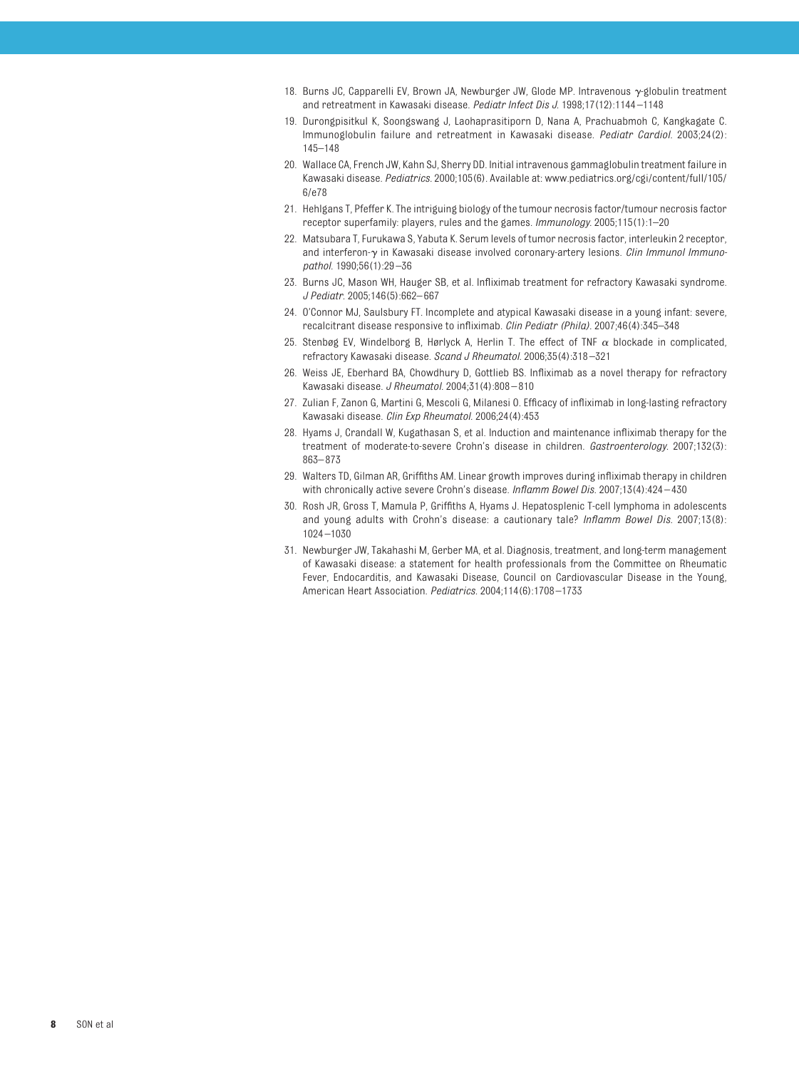18. Burns JC, Capparelli EV, Brown JA, Newburger JW, Glode MP. Intravenous $\gamma$-globulin treatment and retreatment in Kawasaki disease. *Pediatr Infect Dis J.* 1998;17(12):1144–1148
19. Durongpisitkul K, Soongswang J, Laohaprasitiporn D, Nana A, Prachuabmoh C, Kangkagate C. Immunoglobulin failure and retreatment in Kawasaki disease. *Pediatr Cardiol.* 2003;24(2): 145–148
20. Wallace CA, French JW, Kahn SJ, Sherry DD. Initial intravenous gammaglobulin treatment failure in Kawasaki disease. *Pediatrics.* 2000;105(6). Available at: www.pediatrics.org/cgi/content/full/105/6/e78
21. Hehlgans T, Pfeffer K. The intriguing biology of the tumour necrosis factor/tumour necrosis factor receptor superfamily: players, rules and the games. *Immunology.* 2005;115(1):1–20
22. Matsubara T, Furukawa S, Yabuta K. Serum levels of tumor necrosis factor, interleukin 2 receptor, and interferon-$\gamma$ in Kawasaki disease involved coronary-artery lesions. *Clin Immunol Immunopathol.* 1990;56(1):29–36
23. Burns JC, Mason WH, Hauger SB, et al. Infliximab treatment for refractory Kawasaki syndrome. *J Pediatr.* 2005;146(5):662–667
24. O'Connor MJ, Saulsbury FT. Incomplete and atypical Kawasaki disease in a young infant: severe, recalcitrant disease responsive to infliximab. *Clin Pediatr (Phila).* 2007;46(4):345–348
25. Stenbøg EV, Windelborg B, Hørlyck A, Herlin T. The effect of TNF $\alpha$ blockade in complicated, refractory Kawasaki disease. *Scand J Rheumatol.* 2006;35(4):318–321
26. Weiss JE, Eberhard BA, Chowdhury D, Gottlieb BS. Infliximab as a novel therapy for refractory Kawasaki disease. *J Rheumatol.* 2004;31(4):808–810
27. Zulian F, Zanon G, Martini G, Mescoli G, Milanesi O. Efficacy of infliximab in long-lasting refractory Kawasaki disease. *Clin Exp Rheumatol.* 2006;24(4):453
28. Hyams J, Crandall W, Kugathasan S, et al. Induction and maintenance infliximab therapy for the treatment of moderate-to-severe Crohn's disease in children. *Gastroenterology.* 2007;132(3): 863–873
29. Walters TD, Gilman AR, Griffiths AM. Linear growth improves during infliximab therapy in children with chronically active severe Crohn's disease. *Inflamm Bowel Dis.* 2007;13(4):424–430
30. Rosh JR, Gross T, Mamula P, Griffiths A, Hyams J. Hepatosplenic T-cell lymphoma in adolescents and young adults with Crohn's disease: a cautionary tale? *Inflamm Bowel Dis.* 2007;13(8): 1024–1030
31. Newburger JW, Takahashi M, Gerber MA, et al. Diagnosis, treatment, and long-term management of Kawasaki disease: a statement for health professionals from the Committee on Rheumatic Fever, Endocarditis, and Kawasaki Disease, Council on Cardiovascular Disease in the Young, American Heart Association. *Pediatrics.* 2004;114(6):1708–1733